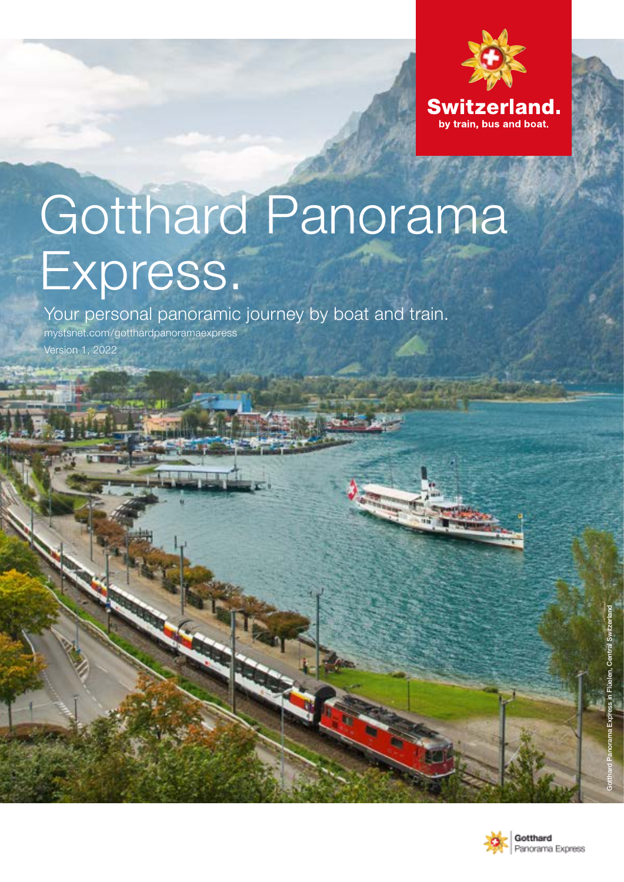Switzerland.
by train, bus and boat.

# Gotthard Panorama Express.

Your personal panoramic journey by boat and train.

mystsnet.com/gotthardpanoramaexpress

Version 1, 2022

Gotthard Panorama Express in Flüelen, Central Switzerland

Gotthard Panorama Express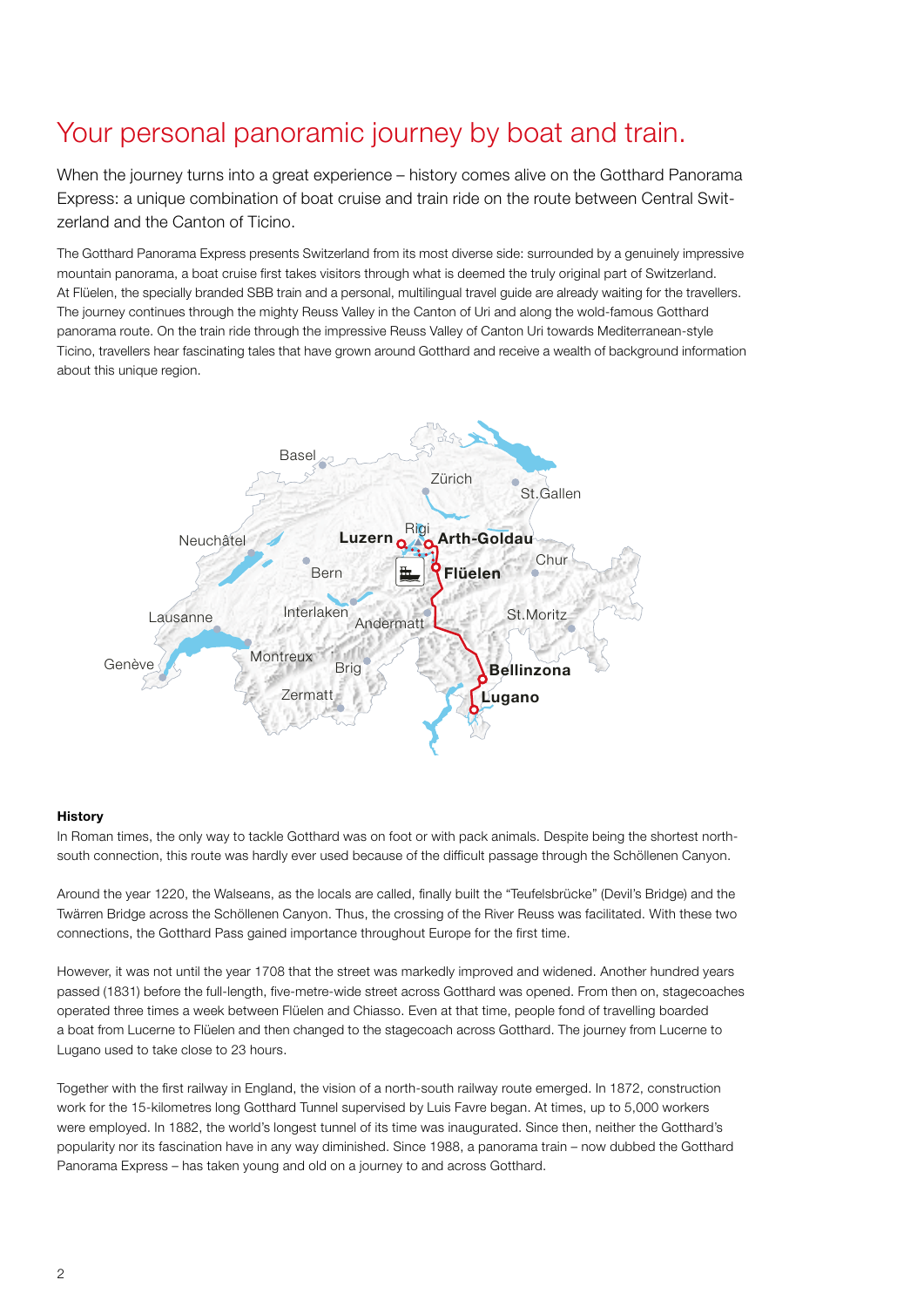# Your personal panoramic journey by boat and train.

When the journey turns into a great experience – history comes alive on the Gotthard Panorama Express: a unique combination of boat cruise and train ride on the route between Central Switzerland and the Canton of Ticino.

The Gotthard Panorama Express presents Switzerland from its most diverse side: surrounded by a genuinely impressive mountain panorama, a boat cruise first takes visitors through what is deemed the truly original part of Switzerland. At Flüelen, the specially branded SBB train and a personal, multilingual travel guide are already waiting for the travellers. The journey continues through the mighty Reuss Valley in the Canton of Uri and along the wold-famous Gotthard panorama route. On the train ride through the impressive Reuss Valley of Canton Uri towards Mediterranean-style Ticino, travellers hear fascinating tales that have grown around Gotthard and receive a wealth of background information about this unique region.

### History

In Roman times, the only way to tackle Gotthard was on foot or with pack animals. Despite being the shortest north-south connection, this route was hardly ever used because of the difficult passage through the Schöllenen Canyon.

Around the year 1220, the Walseans, as the locals are called, finally built the "Teufelsbrücke" (Devil's Bridge) and the Twärren Bridge across the Schöllenen Canyon. Thus, the crossing of the River Reuss was facilitated. With these two connections, the Gotthard Pass gained importance throughout Europe for the first time.

However, it was not until the year 1708 that the street was markedly improved and widened. Another hundred years passed (1831) before the full-length, five-metre-wide street across Gotthard was opened. From then on, stagecoaches operated three times a week between Flüelen and Chiasso. Even at that time, people fond of travelling boarded a boat from Lucerne to Flüelen and then changed to the stagecoach across Gotthard. The journey from Lucerne to Lugano used to take close to 23 hours.

Together with the first railway in England, the vision of a north-south railway route emerged. In 1872, construction work for the 15-kilometres long Gotthard Tunnel supervised by Luis Favre began. At times, up to 5,000 workers were employed. In 1882, the world's longest tunnel of its time was inaugurated. Since then, neither the Gotthard's popularity nor its fascination have in any way diminished. Since 1988, a panorama train – now dubbed the Gotthard Panorama Express – has taken young and old on a journey to and across Gotthard.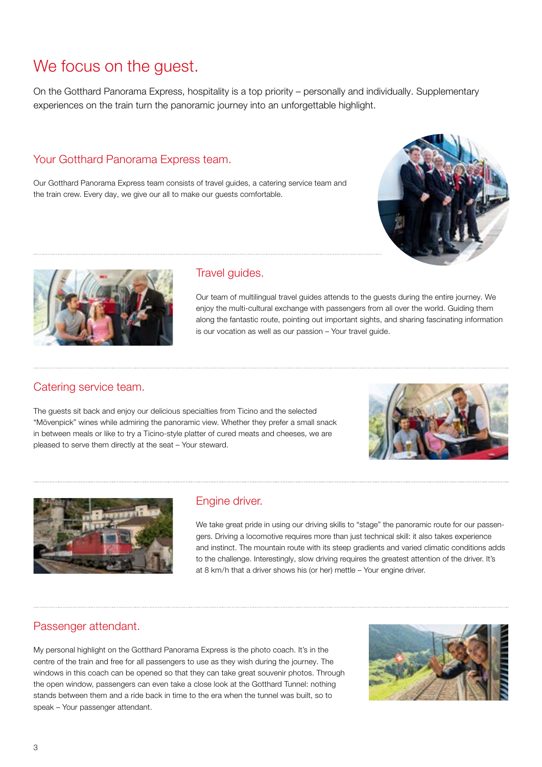# We focus on the guest.

On the Gotthard Panorama Express, hospitality is a top priority – personally and individually. Supplementary experiences on the train turn the panoramic journey into an unforgettable highlight.

## Your Gotthard Panorama Express team.

Our Gotthard Panorama Express team consists of travel guides, a catering service team and the train crew. Every day, we give our all to make our guests comfortable.

## Travel guides.

Our team of multilingual travel guides attends to the guests during the entire journey. We enjoy the multi-cultural exchange with passengers from all over the world. Guiding them along the fantastic route, pointing out important sights, and sharing fascinating information is our vocation as well as our passion – Your travel guide.

## Catering service team.

The guests sit back and enjoy our delicious specialties from Ticino and the selected "Mövenpick" wines while admiring the panoramic view. Whether they prefer a small snack in between meals or like to try a Ticino-style platter of cured meats and cheeses, we are pleased to serve them directly at the seat – Your steward.

## Engine driver.

We take great pride in using our driving skills to "stage" the panoramic route for our passengers. Driving a locomotive requires more than just technical skill: it also takes experience and instinct. The mountain route with its steep gradients and varied climatic conditions adds to the challenge. Interestingly, slow driving requires the greatest attention of the driver. It's at 8 km/h that a driver shows his (or her) mettle – Your engine driver.

## Passenger attendant.

My personal highlight on the Gotthard Panorama Express is the photo coach. It's in the centre of the train and free for all passengers to use as they wish during the journey. The windows in this coach can be opened so that they can take great souvenir photos. Through the open window, passengers can even take a close look at the Gotthard Tunnel: nothing stands between them and a ride back in time to the era when the tunnel was built, so to speak – Your passenger attendant.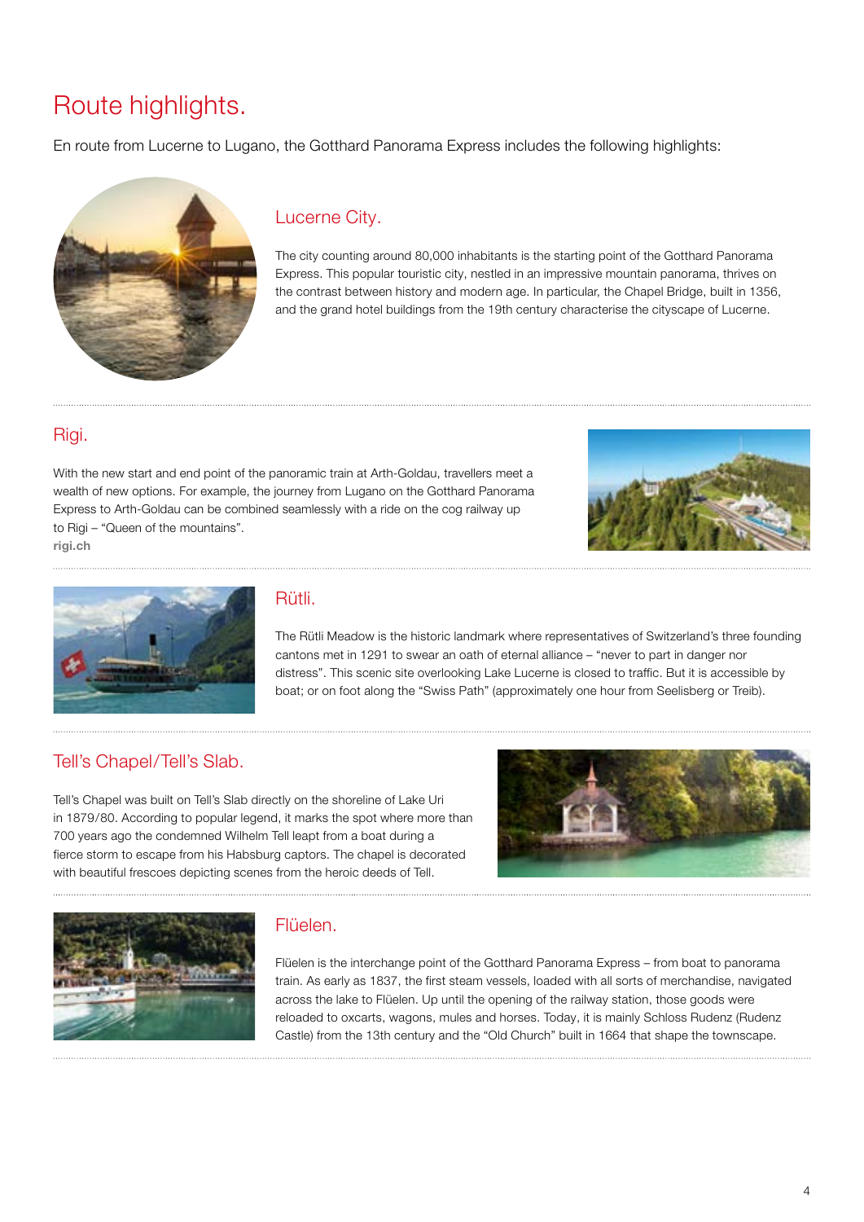# Route highlights.

En route from Lucerne to Lugano, the Gotthard Panorama Express includes the following highlights:

## Lucerne City.

The city counting around 80,000 inhabitants is the starting point of the Gotthard Panorama Express. This popular touristic city, nestled in an impressive mountain panorama, thrives on the contrast between history and modern age. In particular, the Chapel Bridge, built in 1356, and the grand hotel buildings from the 19th century characterise the cityscape of Lucerne.

## Rigi.

With the new start and end point of the panoramic train at Arth-Goldau, travellers meet a wealth of new options. For example, the journey from Lugano on the Gotthard Panorama Express to Arth-Goldau can be combined seamlessly with a ride on the cog railway up to Rigi – "Queen of the mountains".
**rigi.ch**

## Rütli.

The Rütli Meadow is the historic landmark where representatives of Switzerland's three founding cantons met in 1291 to swear an oath of eternal alliance – "never to part in danger nor distress". This scenic site overlooking Lake Lucerne is closed to traffic. But it is accessible by boat; or on foot along the "Swiss Path" (approximately one hour from Seelisberg or Treib).

## Tell's Chapel/Tell's Slab.

Tell's Chapel was built on Tell's Slab directly on the shoreline of Lake Uri in 1879/80. According to popular legend, it marks the spot where more than 700 years ago the condemned Wilhelm Tell leapt from a boat during a fierce storm to escape from his Habsburg captors. The chapel is decorated with beautiful frescoes depicting scenes from the heroic deeds of Tell.

## Flüelen.

Flüelen is the interchange point of the Gotthard Panorama Express – from boat to panorama train. As early as 1837, the first steam vessels, loaded with all sorts of merchandise, navigated across the lake to Flüelen. Up until the opening of the railway station, those goods were reloaded to oxcarts, wagons, mules and horses. Today, it is mainly Schloss Rudenz (Rudenz Castle) from the 13th century and the "Old Church" built in 1664 that shape the townscape.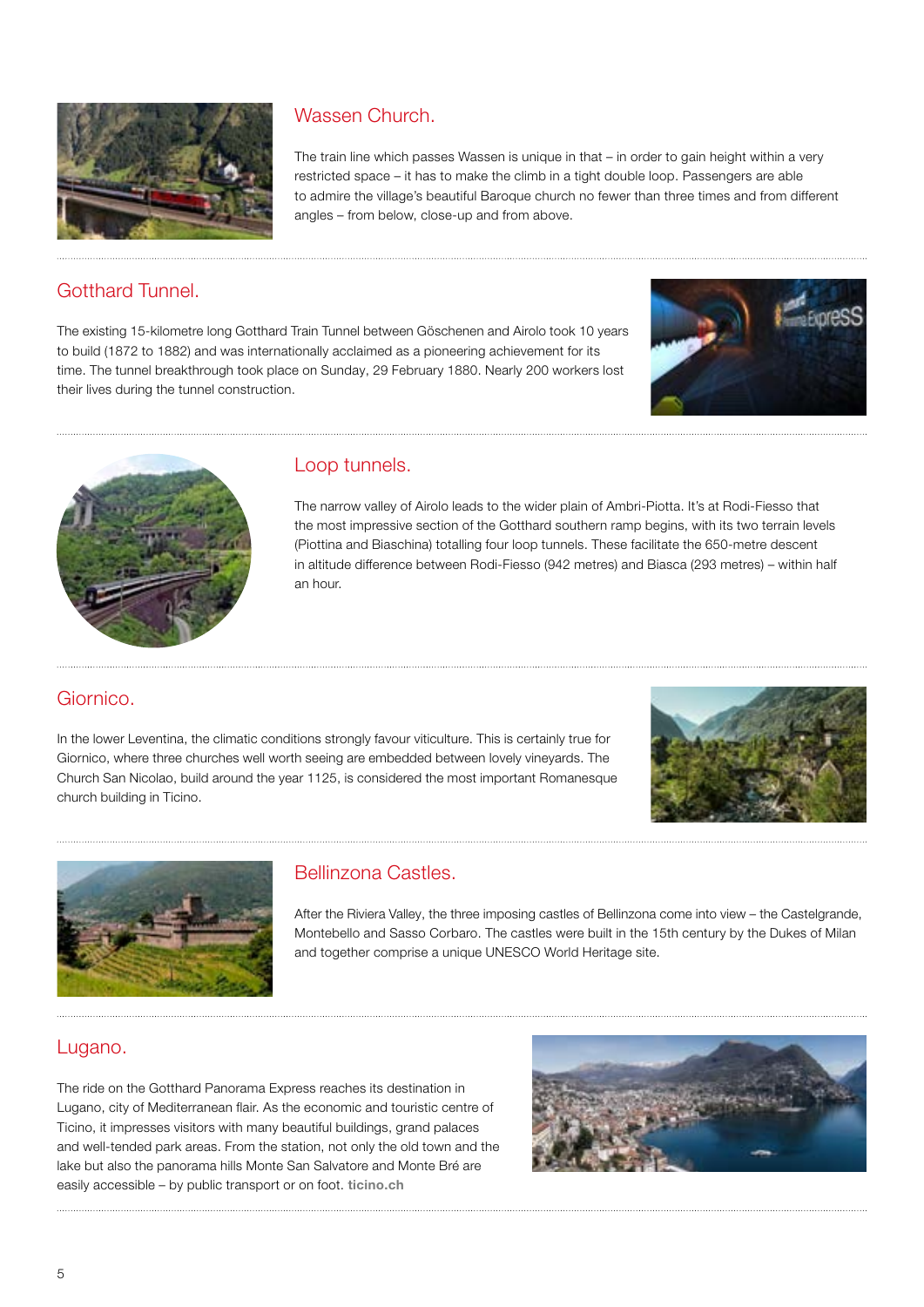## Wassen Church.

The train line which passes Wassen is unique in that – in order to gain height within a very restricted space – it has to make the climb in a tight double loop. Passengers are able to admire the village's beautiful Baroque church no fewer than three times and from different angles – from below, close-up and from above.

## Gotthard Tunnel.

The existing 15-kilometre long Gotthard Train Tunnel between Göschenen and Airolo took 10 years to build (1872 to 1882) and was internationally acclaimed as a pioneering achievement for its time. The tunnel breakthrough took place on Sunday, 29 February 1880. Nearly 200 workers lost their lives during the tunnel construction.

## Loop tunnels.

The narrow valley of Airolo leads to the wider plain of Ambri-Piotta. It's at Rodi-Fiesso that the most impressive section of the Gotthard southern ramp begins, with its two terrain levels (Piottina and Biaschina) totalling four loop tunnels. These facilitate the 650-metre descent in altitude difference between Rodi-Fiesso (942 metres) and Biasca (293 metres) – within half an hour.

## Giornico.

In the lower Leventina, the climatic conditions strongly favour viticulture. This is certainly true for Giornico, where three churches well worth seeing are embedded between lovely vineyards. The Church San Nicolao, build around the year 1125, is considered the most important Romanesque church building in Ticino.

## Bellinzona Castles.

After the Riviera Valley, the three imposing castles of Bellinzona come into view – the Castelgrande, Montebello and Sasso Corbaro. The castles were built in the 15th century by the Dukes of Milan and together comprise a unique UNESCO World Heritage site.

## Lugano.

The ride on the Gotthard Panorama Express reaches its destination in Lugano, city of Mediterranean flair. As the economic and touristic centre of Ticino, it impresses visitors with many beautiful buildings, grand palaces and well-tended park areas. From the station, not only the old town and the lake but also the panorama hills Monte San Salvatore and Monte Bré are easily accessible – by public transport or on foot. **ticino.ch**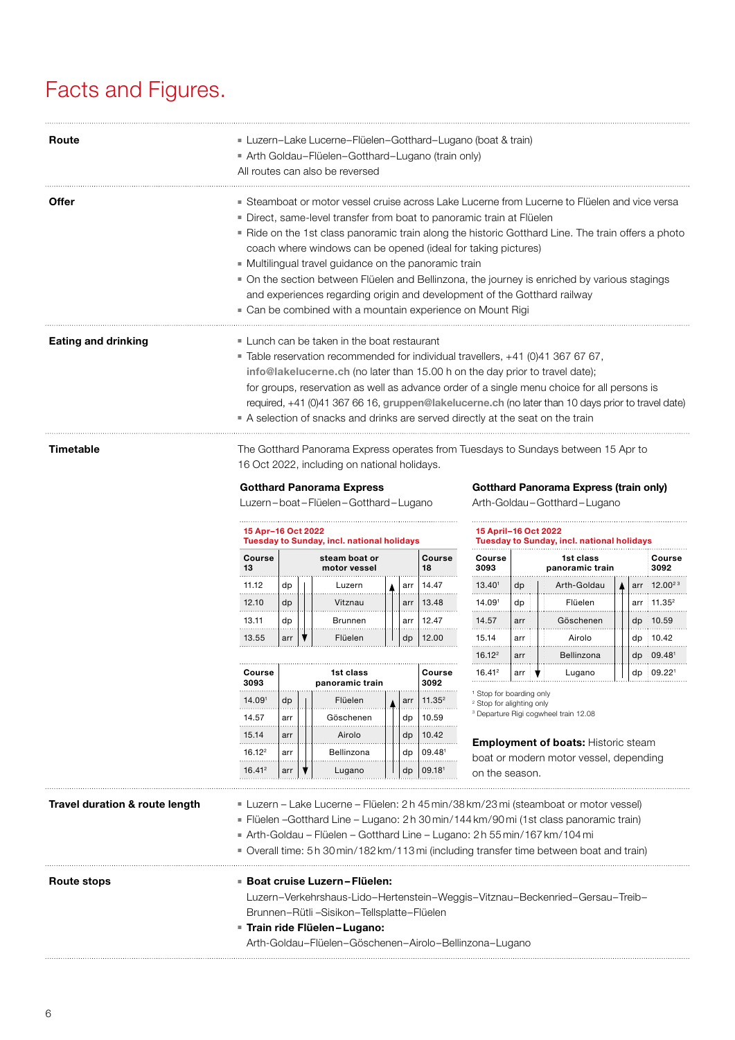# Facts and Figures.

## Route

- Luzern–Lake Lucerne–Flüelen–Gotthard–Lugano (boat & train)
- Arth Goldau–Flüelen–Gotthard–Lugano (train only)

All routes can also be reversed

## Offer

- Steamboat or motor vessel cruise across Lake Lucerne from Lucerne to Flüelen and vice versa
- Direct, same-level transfer from boat to panoramic train at Flüelen
- Ride on the 1st class panoramic train along the historic Gotthard Line. The train offers a photo coach where windows can be opened (ideal for taking pictures)
- Multilingual travel guidance on the panoramic train
- On the section between Flüelen and Bellinzona, the journey is enriched by various stagings and experiences regarding origin and development of the Gotthard railway
- Can be combined with a mountain experience on Mount Rigi

## Eating and drinking

- Lunch can be taken in the boat restaurant
- Table reservation recommended for individual travellers, +41 (0)41 367 67 67, **info@lakelucerne.ch** (no later than 15.00 h on the day prior to travel date); for groups, reservation as well as advance order of a single menu choice for all persons is required, +41 (0)41 367 66 16, **gruppen@lakelucerne.ch** (no later than 10 days prior to travel date)
- A selection of snacks and drinks are served directly at the seat on the train

## Timetable

The Gotthard Panorama Express operates from Tuesdays to Sundays between 15 Apr to 16 Oct 2022, including on national holidays.

### Gotthard Panorama Express

Luzern–boat–Flüelen–Gotthard–Lugano

**15 Apr–16 Oct 2022**
**Tuesday to Sunday, incl. national holidays**

| Course 13 | | steam boat or motor vessel | | Course 18 |
|---|---|---|---|---|
| 11.12 | dp | Luzern | arr | 14.47 |
| 12.10 | dp | Vitznau | arr | 13.48 |
| 13.11 | dp | Brunnen | arr | 12.47 |
| 13.55 | arr | Flüelen | dp | 12.00 |

| Course 3093 | | 1st class panoramic train | | Course 3092 |
|---|---|---|---|---|
| 14.09[1] | dp | Flüelen | arr | 11.35[2] |
| 14.57 | arr | Göschenen | dp | 10.59 |
| 15.14 | arr | Airolo | dp | 10.42 |
| 16.12[2] | arr | Bellinzona | dp | 09.48[1] |
| 16.41[2] | arr | Lugano | dp | 09.18[1] |

### Gotthard Panorama Express (train only)

Arth-Goldau–Gotthard–Lugano

**15 April–16 Oct 2022**
**Tuesday to Sunday, incl. national holidays**

| Course 3093 | | 1st class panoramic train | | Course 3092 |
|---|---|---|---|---|
| 13.40[1] | dp | Arth-Goldau | arr | 12.00[2,3] |
| 14.09[1] | dp | Flüelen | arr | 11.35[2] |
| 14.57 | arr | Göschenen | dp | 10.59 |
| 15.14 | arr | Airolo | dp | 10.42 |
| 16.12[2] | arr | Bellinzona | dp | 09.48[1] |
| 16.41[2] | arr | Lugano | dp | 09.22[1] |

[1] Stop for boarding only
[2] Stop for alighting only
[3] Departure Rigi cogwheel train 12.08

**Employment of boats:** Historic steam boat or modern motor vessel, depending on the season.

## Travel duration & route length

- Luzern – Lake Lucerne – Flüelen: 2 h 45 min/38 km/23 mi (steamboat or motor vessel)
- Flüelen –Gotthard Line – Lugano: 2 h 30 min/144 km/90 mi (1st class panoramic train)
- Arth-Goldau – Flüelen – Gotthard Line – Lugano: 2 h 55 min/167 km/104 mi
- Overall time: 5 h 30 min/182 km/113 mi (including transfer time between boat and train)

## Route stops

- **Boat cruise Luzern–Flüelen:**
  Luzern–Verkehrshaus-Lido–Hertenstein–Weggis–Vitznau–Beckenried–Gersau–Treib–Brunnen–Rütli –Sisikon–Tellsplatte–Flüelen
- **Train ride Flüelen–Lugano:**
  Arth-Goldau–Flüelen–Göschenen–Airolo–Bellinzona–Lugano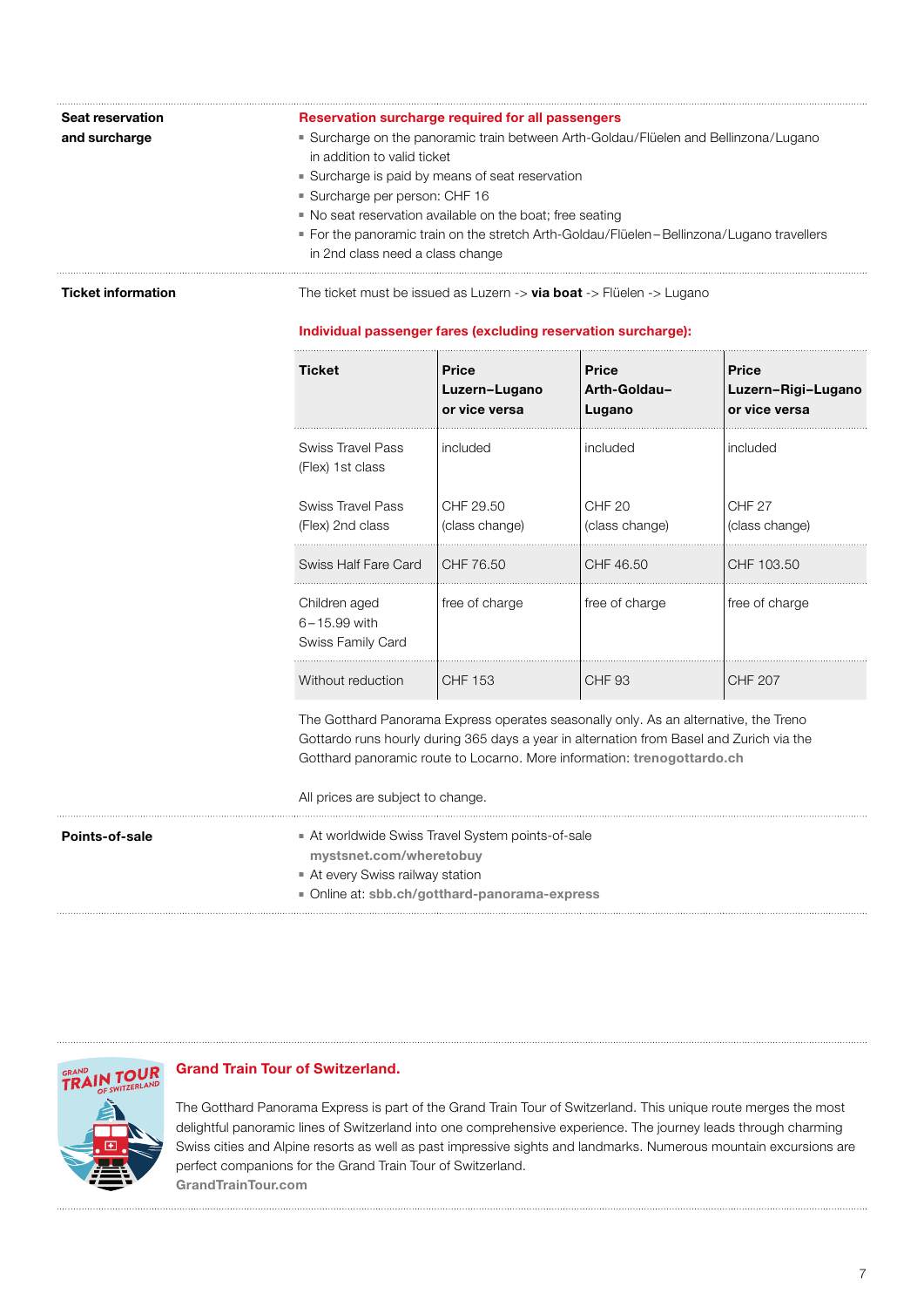**Seat reservation and surcharge**

**Reservation surcharge required for all passengers**

- Surcharge on the panoramic train between Arth-Goldau/Flüelen and Bellinzona/Lugano in addition to valid ticket
- Surcharge is paid by means of seat reservation
- Surcharge per person: CHF 16
- No seat reservation available on the boat; free seating
- For the panoramic train on the stretch Arth-Goldau/Flüelen – Bellinzona/Lugano travellers in 2nd class need a class change

**Ticket information**

The ticket must be issued as Luzern -> **via boat** -> Flüelen -> Lugano

**Individual passenger fares (excluding reservation surcharge):**

| Ticket | Price Luzern–Lugano or vice versa | Price Arth-Goldau–Lugano | Price Luzern–Rigi–Lugano or vice versa |
|---|---|---|---|
| Swiss Travel Pass (Flex) 1st class | included | included | included |
| Swiss Travel Pass (Flex) 2nd class | CHF 29.50 (class change) | CHF 20 (class change) | CHF 27 (class change) |
| Swiss Half Fare Card | CHF 76.50 | CHF 46.50 | CHF 103.50 |
| Children aged 6 – 15.99 with Swiss Family Card | free of charge | free of charge | free of charge |
| Without reduction | CHF 153 | CHF 93 | CHF 207 |

The Gotthard Panorama Express operates seasonally only. As an alternative, the Treno Gottardo runs hourly during 365 days a year in alternation from Basel and Zurich via the Gotthard panoramic route to Locarno. More information: **trenogottardo.ch**

All prices are subject to change.

**Points-of-sale**

- At worldwide Swiss Travel System points-of-sale **mystsnet.com/wheretobuy**
- At every Swiss railway station
- Online at: **sbb.ch/gotthard-panorama-express**

## Grand Train Tour of Switzerland.

The Gotthard Panorama Express is part of the Grand Train Tour of Switzerland. This unique route merges the most delightful panoramic lines of Switzerland into one comprehensive experience. The journey leads through charming Swiss cities and Alpine resorts as well as past impressive sights and landmarks. Numerous mountain excursions are perfect companions for the Grand Train Tour of Switzerland.
**GrandTrainTour.com**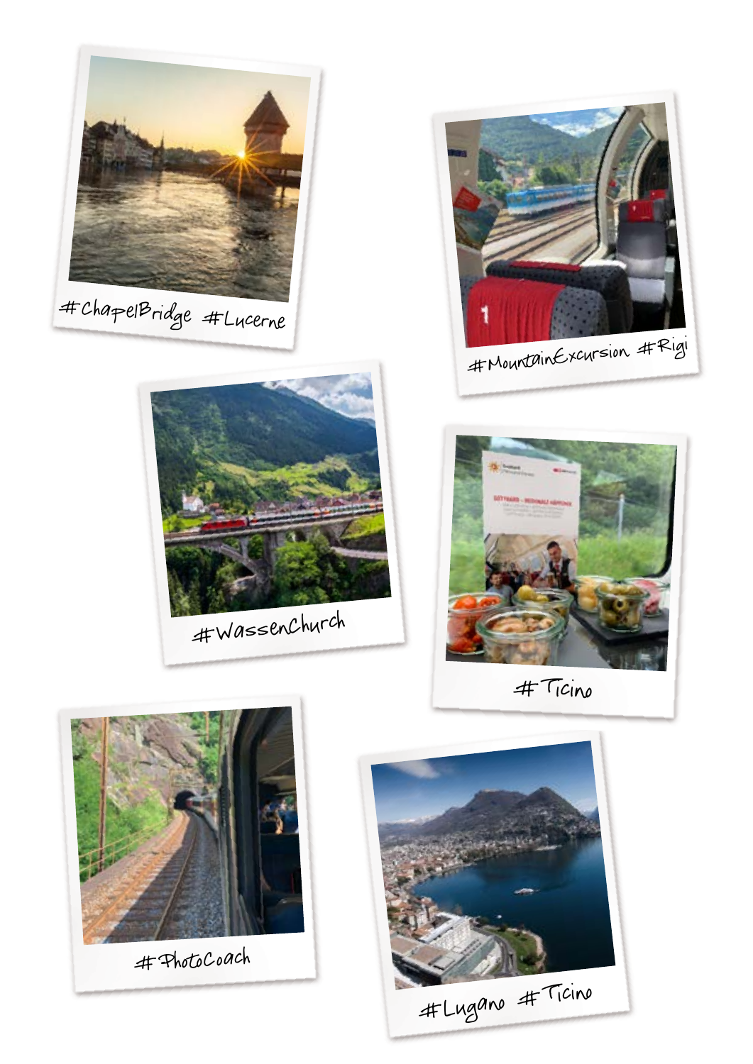#ChapelBridge #Lucerne

#MountainExcursion #Rigi

#WassenChurch

#Ticino

#PhotoCoach

#Lugano #Ticino